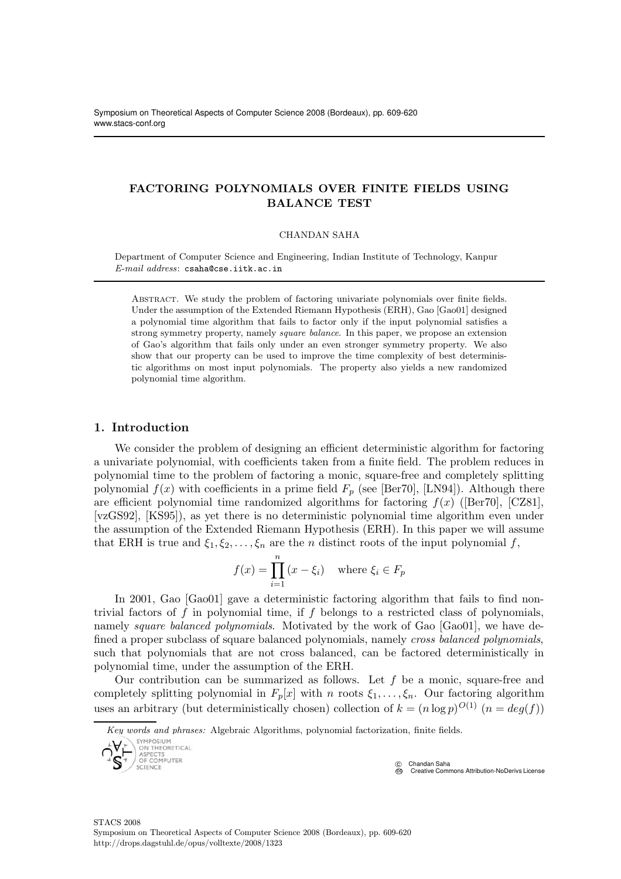# FACTORING POLYNOMIALS OVER FINITE FIELDS USING BALANCE TEST

CHANDAN SAHA

Department of Computer Science and Engineering, Indian Institute of Technology, Kanpur
*E-mail address*: csaha@cse.iitk.ac.in

Abstract. We study the problem of factoring univariate polynomials over finite fields. Under the assumption of the Extended Riemann Hypothesis (ERH), Gao [Gao01] designed a polynomial time algorithm that fails to factor only if the input polynomial satisfies a strong symmetry property, namely *square balance*. In this paper, we propose an extension of Gao's algorithm that fails only under an even stronger symmetry property. We also show that our property can be used to improve the time complexity of best deterministic algorithms on most input polynomials. The property also yields a new randomized polynomial time algorithm.

## 1. Introduction

We consider the problem of designing an efficient deterministic algorithm for factoring a univariate polynomial, with coefficients taken from a finite field. The problem reduces in polynomial time to the problem of factoring a monic, square-free and completely splitting polynomial $f(x)$ with coefficients in a prime field $F_p$ (see [Ber70], [LN94]). Although there are efficient polynomial time randomized algorithms for factoring $f(x)$ ([Ber70], [CZ81], [vzGS92], [KS95]), as yet there is no deterministic polynomial time algorithm even under the assumption of the Extended Riemann Hypothesis (ERH). In this paper we will assume that ERH is true and $\xi_1, \xi_2, \ldots, \xi_n$ are the $n$ distinct roots of the input polynomial $f$,

$$f(x) = \prod_{i=1}^{n} (x - \xi_i) \quad \text{where } \xi_i \in F_p$$

In 2001, Gao [Gao01] gave a deterministic factoring algorithm that fails to find non-trivial factors of $f$ in polynomial time, if $f$ belongs to a restricted class of polynomials, namely *square balanced polynomials*. Motivated by the work of Gao [Gao01], we have defined a proper subclass of square balanced polynomials, namely *cross balanced polynomials*, such that polynomials that are not cross balanced, can be factored deterministically in polynomial time, under the assumption of the ERH.

Our contribution can be summarized as follows. Let $f$ be a monic, square-free and completely splitting polynomial in $F_p[x]$ with $n$ roots $\xi_1, \ldots, \xi_n$. Our factoring algorithm uses an arbitrary (but deterministically chosen) collection of $k = (n \log p)^{O(1)}$ $(n = deg(f))$

*Key words and phrases:* Algebraic Algorithms, polynomial factorization, finite fields.

© Chandan Saha
Creative Commons Attribution-NoDerivs License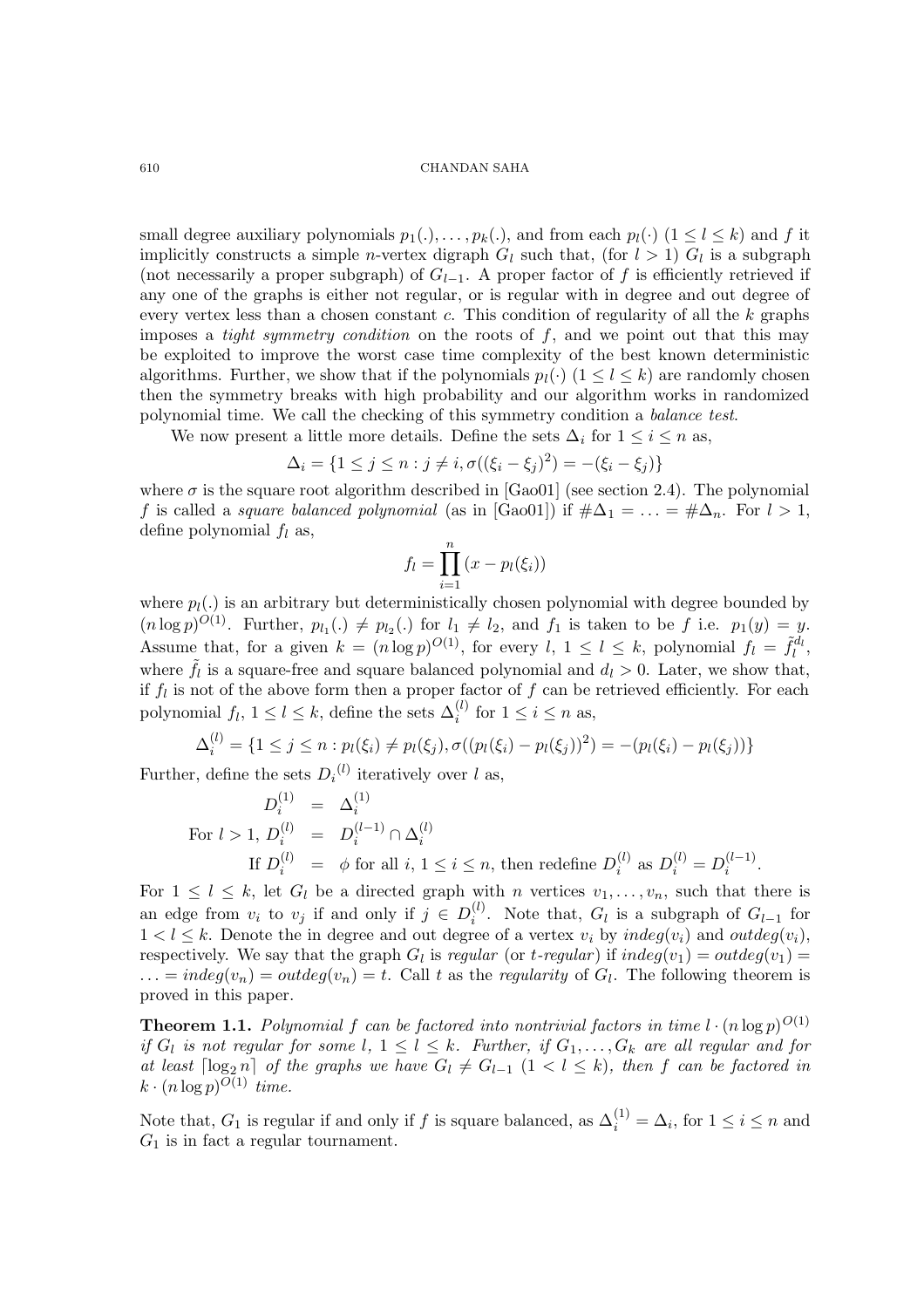small degree auxiliary polynomials $p_1(.), \ldots, p_k(.)$, and from each $p_l(\cdot)$ $(1 \le l \le k)$ and $f$ it implicitly constructs a simple $n$-vertex digraph $G_l$ such that, (for $l > 1$) $G_l$ is a subgraph (not necessarily a proper subgraph) of $G_{l-1}$. A proper factor of $f$ is efficiently retrieved if any one of the graphs is either not regular, or is regular with in degree and out degree of every vertex less than a chosen constant $c$. This condition of regularity of all the $k$ graphs imposes a *tight symmetry condition* on the roots of $f$, and we point out that this may be exploited to improve the worst case time complexity of the best known deterministic algorithms. Further, we show that if the polynomials $p_l(\cdot)$ $(1 \le l \le k)$ are randomly chosen then the symmetry breaks with high probability and our algorithm works in randomized polynomial time. We call the checking of this symmetry condition a *balance test*.

We now present a little more details. Define the sets $\Delta_i$ for $1 \le i \le n$ as,

$$\Delta_i = \{1 \le j \le n : j \ne i, \sigma((\xi_i - \xi_j)^2) = -(\xi_i - \xi_j)\}$$

where $\sigma$ is the square root algorithm described in [Gao01] (see section 2.4). The polynomial $f$ is called a *square balanced polynomial* (as in [Gao01]) if $\#\Delta_1 = \ldots = \#\Delta_n$. For $l > 1$, define polynomial $f_l$ as,

$$f_l = \prod_{i=1}^{n} (x - p_l(\xi_i))$$

where $p_l(.)$ is an arbitrary but deterministically chosen polynomial with degree bounded by $(n \log p)^{O(1)}$. Further, $p_{l_1}(.) \ne p_{l_2}(.)$ for $l_1 \ne l_2$, and $f_1$ is taken to be $f$ i.e. $p_1(y) = y$. Assume that, for a given $k = (n \log p)^{O(1)}$, for every $l$, $1 \le l \le k$, polynomial $f_l = \tilde{f}_l^{d_l}$, where $\tilde{f}_l$ is a square-free and square balanced polynomial and $d_l > 0$. Later, we show that, if $f_l$ is not of the above form then a proper factor of $f$ can be retrieved efficiently. For each polynomial $f_l$, $1 \le l \le k$, define the sets $\Delta_i^{(l)}$ for $1 \le i \le n$ as,

$$\Delta_i^{(l)} = \{1 \le j \le n : p_l(\xi_i) \ne p_l(\xi_j), \sigma((p_l(\xi_i) - p_l(\xi_j))^2) = -(p_l(\xi_i) - p_l(\xi_j))\}$$

Further, define the sets ${D_i}^{(l)}$ iteratively over $l$ as,

$$\begin{aligned}
D_i^{(1)} &= \Delta_i^{(1)} \\
\text{For } l > 1,\ D_i^{(l)} &= D_i^{(l-1)} \cap \Delta_i^{(l)} \\
\text{If } D_i^{(l)} &= \phi \text{ for all } i,\ 1 \le i \le n, \text{ then redefine } D_i^{(l)} \text{ as } D_i^{(l)} = D_i^{(l-1)}.
\end{aligned}$$

For $1 \le l \le k$, let $G_l$ be a directed graph with $n$ vertices $v_1, \ldots, v_n$, such that there is an edge from $v_i$ to $v_j$ if and only if $j \in D_i^{(l)}$. Note that, $G_l$ is a subgraph of $G_{l-1}$ for $1 < l \le k$. Denote the in degree and out degree of a vertex $v_i$ by $indeg(v_i)$ and $outdeg(v_i)$, respectively. We say that the graph $G_l$ is *regular* (or *t-regular*) if $indeg(v_1) = outdeg(v_1) = \ldots = indeg(v_n) = outdeg(v_n) = t$. Call $t$ as the *regularity* of $G_l$. The following theorem is proved in this paper.

**Theorem 1.1.** *Polynomial $f$ can be factored into nontrivial factors in time $l \cdot (n \log p)^{O(1)}$ if $G_l$ is not regular for some $l$, $1 \le l \le k$. Further, if $G_1, \ldots, G_k$ are all regular and for at least $\lceil \log_2 n \rceil$ of the graphs we have $G_l \ne G_{l-1}$ $(1 < l \le k)$, then $f$ can be factored in $k \cdot (n \log p)^{O(1)}$ time.*

Note that, $G_1$ is regular if and only if $f$ is square balanced, as $\Delta_i^{(1)} = \Delta_i$, for $1 \le i \le n$ and $G_1$ is in fact a regular tournament.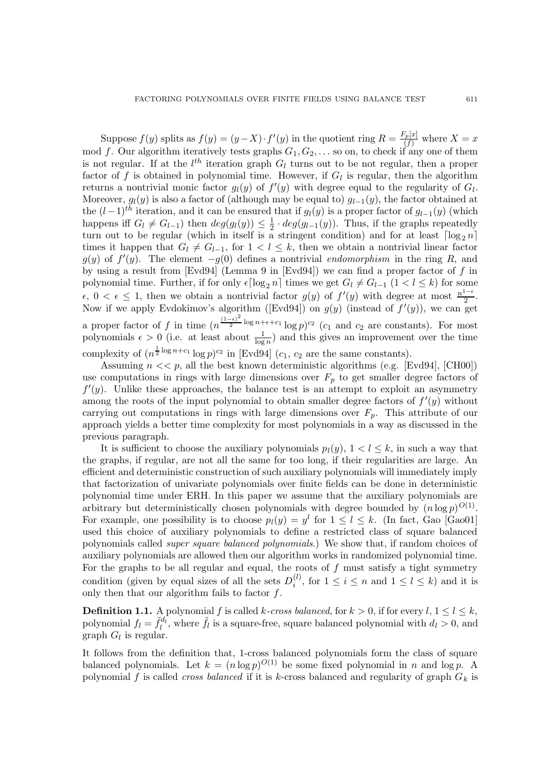Suppose $f(y)$ splits as $f(y) = (y - X) \cdot f'(y)$ in the quotient ring $R = \frac{F_p[x]}{(f)}$ where $X = x \bmod f$. Our algorithm iteratively tests graphs $G_1, G_2, \ldots$ so on, to check if any one of them is not regular. If at the $l^{th}$ iteration graph $G_l$ turns out to be not regular, then a proper factor of $f$ is obtained in polynomial time. However, if $G_l$ is regular, then the algorithm returns a nontrivial monic factor $g_l(y)$ of $f'(y)$ with degree equal to the regularity of $G_l$. Moreover, $g_l(y)$ is also a factor of (although may be equal to) $g_{l-1}(y)$, the factor obtained at the $(l-1)^{th}$ iteration, and it can be ensured that if $g_l(y)$ is a proper factor of $g_{l-1}(y)$ (which happens iff $G_l \neq G_{l-1}$) then $deg(g_l(y)) \leq \frac{1}{2} \cdot deg(g_{l-1}(y))$. Thus, if the graphs repeatedly turn out to be regular (which in itself is a stringent condition) and for at least $\lceil \log_2 n \rceil$ times it happen that $G_l \neq G_{l-1}$, for $1 < l \leq k$, then we obtain a nontrivial linear factor $g(y)$ of $f'(y)$. The element $-g(0)$ defines a nontrivial *endomorphism* in the ring $R$, and by using a result from [Evd94] (Lemma 9 in [Evd94]) we can find a proper factor of $f$ in polynomial time. Further, if for only $\epsilon \lceil \log_2 n \rceil$ times we get $G_l \neq G_{l-1}$ $(1 < l \leq k)$ for some $\epsilon$, $0 < \epsilon \leq 1$, then we obtain a nontrivial factor $g(y)$ of $f'(y)$ with degree at most $\frac{n^{1-\epsilon}}{2}$. Now if we apply Evdokimov's algorithm ([Evd94]) on $g(y)$ (instead of $f'(y)$), we can get a proper factor of $f$ in time $(n^{\frac{(1-\epsilon)^2}{2} \log n + \epsilon + c_1} \log p)^{c_2}$ ($c_1$ and $c_2$ are constants). For most polynomials $\epsilon > 0$ (i.e. at least about $\frac{1}{\log n}$) and this gives an improvement over the time complexity of $(n^{\frac{1}{2} \log n + c_1} \log p)^{c_2}$ in [Evd94] ($c_1$, $c_2$ are the same constants).

Assuming $n << p$, all the best known deterministic algorithms (e.g. [Evd94], [CH00]) use computations in rings with large dimensions over $F_p$ to get smaller degree factors of $f'(y)$. Unlike these approaches, the balance test is an attempt to exploit an asymmetry among the roots of the input polynomial to obtain smaller degree factors of $f'(y)$ without carrying out computations in rings with large dimensions over $F_p$. This attribute of our approach yields a better time complexity for most polynomials in a way as discussed in the previous paragraph.

It is sufficient to choose the auxiliary polynomials $p_l(y)$, $1 < l \leq k$, in such a way that the graphs, if regular, are not all the same for too long, if their regularities are large. An efficient and deterministic construction of such auxiliary polynomials will immediately imply that factorization of univariate polynomials over finite fields can be done in deterministic polynomial time under ERH. In this paper we assume that the auxiliary polynomials are arbitrary but deterministically chosen polynomials with degree bounded by $(n \log p)^{O(1)}$. For example, one possibility is to choose $p_l(y) = y^l$ for $1 \leq l \leq k$. (In fact, Gao [Gao01] used this choice of auxiliary polynomials to define a restricted class of square balanced polynomials called *super square balanced polynomials*.) We show that, if random choices of auxiliary polynomials are allowed then our algorithm works in randomized polynomial time. For the graphs to be all regular and equal, the roots of $f$ must satisfy a tight symmetry condition (given by equal sizes of all the sets $D_i^{(l)}$, for $1 \leq i \leq n$ and $1 \leq l \leq k$) and it is only then that our algorithm fails to factor $f$.

**Definition 1.1.** A polynomial $f$ is called *$k$-cross balanced*, for $k > 0$, if for every $l$, $1 \leq l \leq k$, polynomial $f_l = \tilde{f}_l^{d_l}$, where $\tilde{f}_l$ is a square-free, square balanced polynomial with $d_l > 0$, and graph $G_l$ is regular.

It follows from the definition that, 1-cross balanced polynomials form the class of square balanced polynomials. Let $k = (n \log p)^{O(1)}$ be some fixed polynomial in $n$ and $\log p$. A polynomial $f$ is called *cross balanced* if it is $k$-cross balanced and regularity of graph $G_k$ is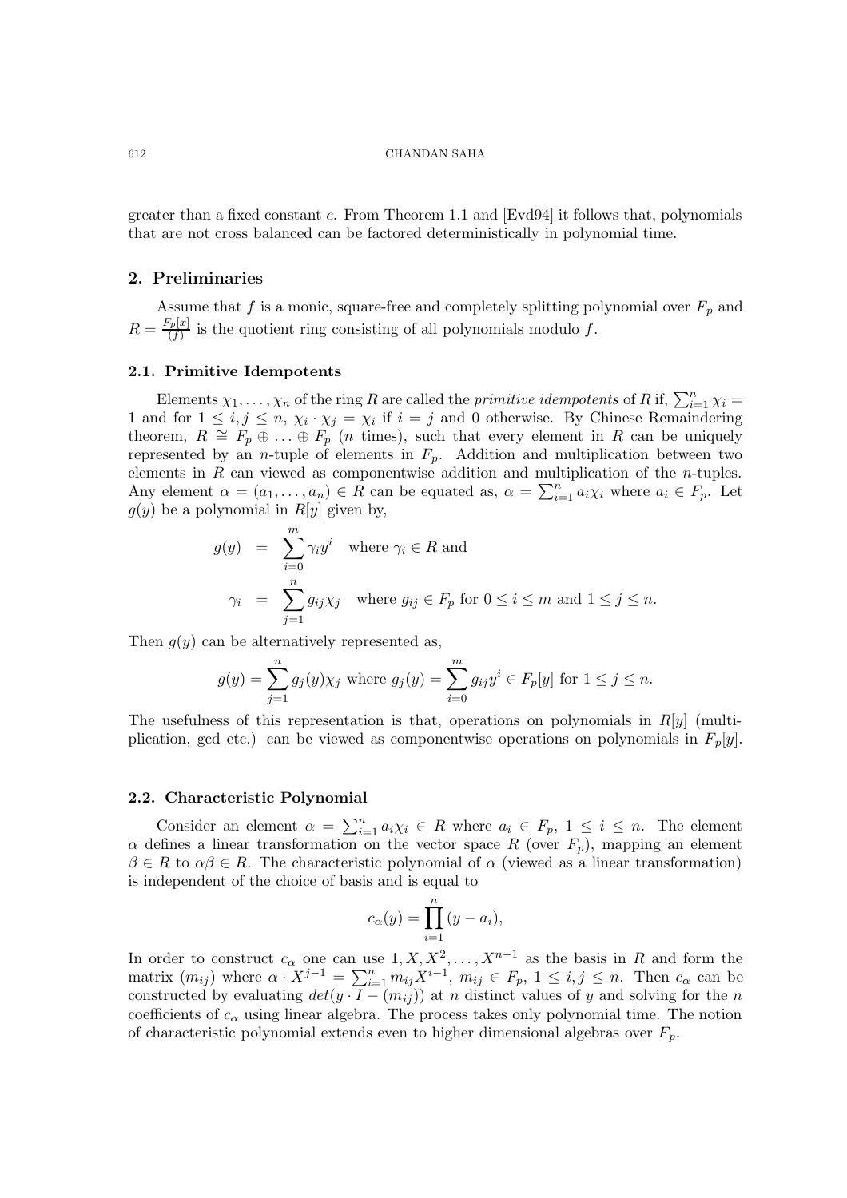greater than a fixed constant $c$. From Theorem 1.1 and [Evd94] it follows that, polynomials that are not cross balanced can be factored deterministically in polynomial time.

## 2. Preliminaries

Assume that $f$ is a monic, square-free and completely splitting polynomial over $F_p$ and $R = \frac{F_p[x]}{(f)}$ is the quotient ring consisting of all polynomials modulo $f$.

### 2.1. Primitive Idempotents

Elements $\chi_1, \ldots, \chi_n$ of the ring $R$ are called the *primitive idempotents* of $R$ if, $\sum_{i=1}^{n} \chi_i = 1$ and for $1 \leq i, j \leq n$, $\chi_i \cdot \chi_j = \chi_i$ if $i = j$ and 0 otherwise. By Chinese Remaindering theorem, $R \cong F_p \oplus \ldots \oplus F_p$ ($n$ times), such that every element in $R$ can be uniquely represented by an $n$-tuple of elements in $F_p$. Addition and multiplication between two elements in $R$ can viewed as componentwise addition and multiplication of the $n$-tuples. Any element $\alpha = (a_1, \ldots, a_n) \in R$ can be equated as, $\alpha = \sum_{i=1}^{n} a_i \chi_i$ where $a_i \in F_p$. Let $g(y)$ be a polynomial in $R[y]$ given by,

$$
\begin{aligned}
g(y) &= \sum_{i=0}^{m} \gamma_i y^i \quad \text{where } \gamma_i \in R \text{ and} \\
\gamma_i &= \sum_{j=1}^{n} g_{ij} \chi_j \quad \text{where } g_{ij} \in F_p \text{ for } 0 \leq i \leq m \text{ and } 1 \leq j \leq n.
\end{aligned}
$$

Then $g(y)$ can be alternatively represented as,

$$
g(y) = \sum_{j=1}^{n} g_j(y) \chi_j \text{ where } g_j(y) = \sum_{i=0}^{m} g_{ij} y^i \in F_p[y] \text{ for } 1 \leq j \leq n.
$$

The usefulness of this representation is that, operations on polynomials in $R[y]$ (multiplication, gcd etc.) can be viewed as componentwise operations on polynomials in $F_p[y]$.

### 2.2. Characteristic Polynomial

Consider an element $\alpha = \sum_{i=1}^{n} a_i \chi_i \in R$ where $a_i \in F_p$, $1 \leq i \leq n$. The element $\alpha$ defines a linear transformation on the vector space $R$ (over $F_p$), mapping an element $\beta \in R$ to $\alpha\beta \in R$. The characteristic polynomial of $\alpha$ (viewed as a linear transformation) is independent of the choice of basis and is equal to

$$
c_\alpha(y) = \prod_{i=1}^{n} (y - a_i),
$$

In order to construct $c_\alpha$ one can use $1, X, X^2, \ldots, X^{n-1}$ as the basis in $R$ and form the matrix $(m_{ij})$ where $\alpha \cdot X^{j-1} = \sum_{i=1}^{n} m_{ij} X^{i-1}$, $m_{ij} \in F_p$, $1 \leq i, j \leq n$. Then $c_\alpha$ can be constructed by evaluating $det(y \cdot I - (m_{ij}))$ at $n$ distinct values of $y$ and solving for the $n$ coefficients of $c_\alpha$ using linear algebra. The process takes only polynomial time. The notion of characteristic polynomial extends even to higher dimensional algebras over $F_p$.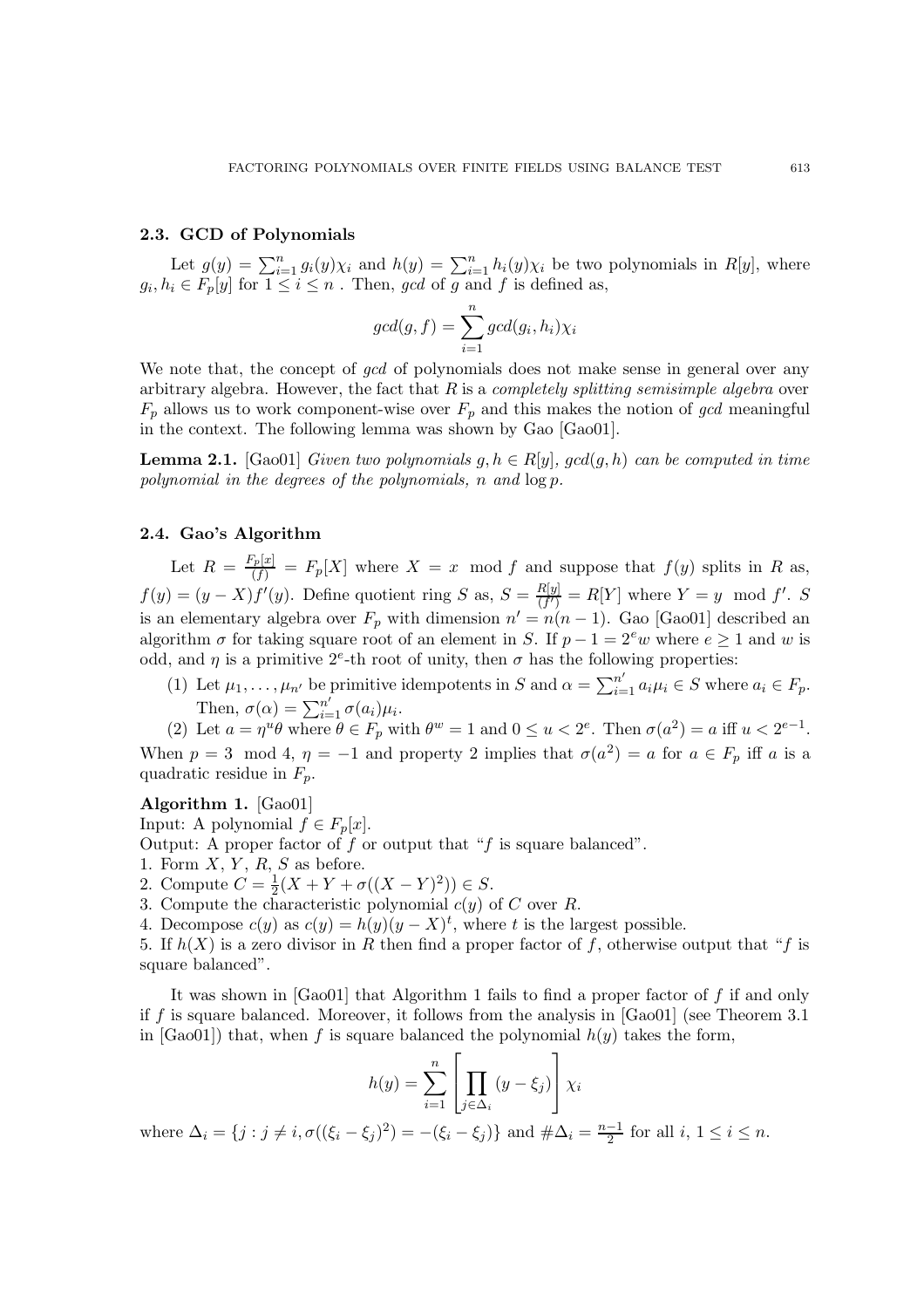### 2.3. GCD of Polynomials

Let $g(y) = \sum_{i=1}^{n} g_i(y)\chi_i$ and $h(y) = \sum_{i=1}^{n} h_i(y)\chi_i$ be two polynomials in $R[y]$, where $g_i, h_i \in F_p[y]$ for $1 \leq i \leq n$ . Then, *gcd* of $g$ and $f$ is defined as,

$$gcd(g, f) = \sum_{i=1}^{n} gcd(g_i, h_i)\chi_i$$

We note that, the concept of *gcd* of polynomials does not make sense in general over any arbitrary algebra. However, the fact that $R$ is a *completely splitting semisimple algebra* over $F_p$ allows us to work component-wise over $F_p$ and this makes the notion of *gcd* meaningful in the context. The following lemma was shown by Gao [Gao01].

**Lemma 2.1.** [Gao01] *Given two polynomials $g, h \in R[y]$, $gcd(g, h)$ can be computed in time polynomial in the degrees of the polynomials, $n$ and $\log p$.*

### 2.4. Gao's Algorithm

Let $R = \frac{F_p[x]}{(f)} = F_p[X]$ where $X = x \mod f$ and suppose that $f(y)$ splits in $R$ as, $f(y) = (y - X)f'(y)$. Define quotient ring $S$ as, $S = \frac{R[y]}{(f')} = R[Y]$ where $Y = y \mod f'$. $S$ is an elementary algebra over $F_p$ with dimension $n' = n(n-1)$. Gao [Gao01] described an algorithm $\sigma$ for taking square root of an element in $S$. If $p - 1 = 2^e w$ where $e \geq 1$ and $w$ is odd, and $\eta$ is a primitive $2^e$-th root of unity, then $\sigma$ has the following properties:

1. Let $\mu_1, \ldots, \mu_{n'}$ be primitive idempotents in $S$ and $\alpha = \sum_{i=1}^{n'} a_i\mu_i \in S$ where $a_i \in F_p$. Then, $\sigma(\alpha) = \sum_{i=1}^{n'} \sigma(a_i)\mu_i$.
2. Let $a = \eta^u\theta$ where $\theta \in F_p$ with $\theta^w = 1$ and $0 \leq u < 2^e$. Then $\sigma(a^2) = a$ iff $u < 2^{e-1}$.

When $p = 3 \mod 4$, $\eta = -1$ and property 2 implies that $\sigma(a^2) = a$ for $a \in F_p$ iff $a$ is a quadratic residue in $F_p$.

**Algorithm 1.** [Gao01]
Input: A polynomial $f \in F_p[x]$.
Output: A proper factor of $f$ or output that "$f$ is square balanced".
1. Form $X$, $Y$, $R$, $S$ as before.
2. Compute $C = \frac{1}{2}(X + Y + \sigma((X - Y)^2)) \in S$.
3. Compute the characteristic polynomial $c(y)$ of $C$ over $R$.
4. Decompose $c(y)$ as $c(y) = h(y)(y - X)^t$, where $t$ is the largest possible.
5. If $h(X)$ is a zero divisor in $R$ then find a proper factor of $f$, otherwise output that "$f$ is square balanced".

It was shown in [Gao01] that Algorithm 1 fails to find a proper factor of $f$ if and only if $f$ is square balanced. Moreover, it follows from the analysis in [Gao01] (see Theorem 3.1 in [Gao01]) that, when $f$ is square balanced the polynomial $h(y)$ takes the form,

$$h(y) = \sum_{i=1}^{n} \left[ \prod_{j \in \Delta_i} (y - \xi_j) \right] \chi_i$$

where $\Delta_i = \{j : j \neq i, \sigma((\xi_i - \xi_j)^2) = -(\xi_i - \xi_j)\}$ and $\#\Delta_i = \frac{n-1}{2}$ for all $i$, $1 \leq i \leq n$.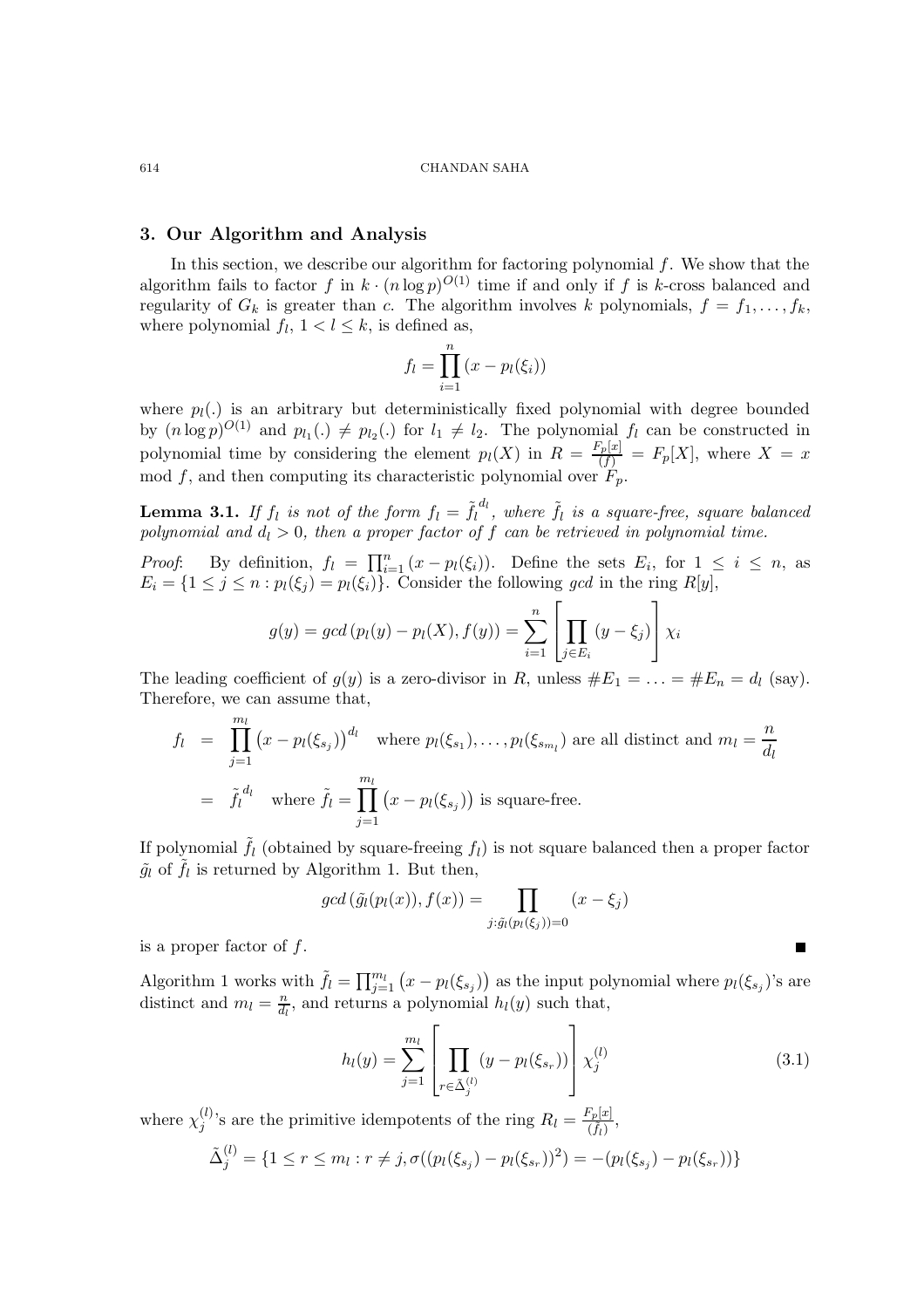## 3. Our Algorithm and Analysis

In this section, we describe our algorithm for factoring polynomial $f$. We show that the algorithm fails to factor $f$ in $k \cdot (n \log p)^{O(1)}$ time if and only if $f$ is $k$-cross balanced and regularity of $G_k$ is greater than $c$. The algorithm involves $k$ polynomials, $f = f_1, \ldots, f_k$, where polynomial $f_l$, $1 < l \leq k$, is defined as,

$$f_l = \prod_{i=1}^{n} (x - p_l(\xi_i))$$

where $p_l(.)$ is an arbitrary but deterministically fixed polynomial with degree bounded by $(n \log p)^{O(1)}$ and $p_{l_1}(.) \neq p_{l_2}(.)$ for $l_1 \neq l_2$. The polynomial $f_l$ can be constructed in polynomial time by considering the element $p_l(X)$ in $R = \frac{F_p[x]}{(f)} = F_p[X]$, where $X = x \bmod f$, and then computing its characteristic polynomial over $F_p$.

**Lemma 3.1.** *If $f_l$ is not of the form $f_l = \tilde{f_l}^{d_l}$, where $\tilde{f_l}$ is a square-free, square balanced polynomial and $d_l > 0$, then a proper factor of $f$ can be retrieved in polynomial time.*

*Proof*: By definition, $f_l = \prod_{i=1}^{n} (x - p_l(\xi_i))$. Define the sets $E_i$, for $1 \leq i \leq n$, as $E_i = \{1 \leq j \leq n : p_l(\xi_j) = p_l(\xi_i)\}$. Consider the following $gcd$ in the ring $R[y]$,

$$g(y) = gcd\left(p_l(y) - p_l(X), f(y)\right) = \sum_{i=1}^{n} \left[ \prod_{j \in E_i} (y - \xi_j) \right] \chi_i$$

The leading coefficient of $g(y)$ is a zero-divisor in $R$, unless $\#E_1 = \ldots = \#E_n = d_l$ (say). Therefore, we can assume that,

$$\begin{aligned} f_l &= \prod_{j=1}^{m_l} \left(x - p_l(\xi_{s_j})\right)^{d_l} \quad \text{where } p_l(\xi_{s_1}), \ldots, p_l(\xi_{s_{m_l}}) \text{ are all distinct and } m_l = \frac{n}{d_l} \\ &= \tilde{f_l}^{d_l} \quad \text{where } \tilde{f_l} = \prod_{j=1}^{m_l} \left(x - p_l(\xi_{s_j})\right) \text{ is square-free.} \end{aligned}$$

If polynomial $\tilde{f_l}$ (obtained by square-freeing $f_l$) is not square balanced then a proper factor $\tilde{g_l}$ of $\tilde{f_l}$ is returned by Algorithm 1. But then,

$$gcd\left(\tilde{g_l}(p_l(x)), f(x)\right) = \prod_{j : \tilde{g_l}(p_l(\xi_j)) = 0} (x - \xi_j)$$

is a proper factor of $f$. ∎

Algorithm 1 works with $\tilde{f_l} = \prod_{j=1}^{m_l} \left(x - p_l(\xi_{s_j})\right)$ as the input polynomial where $p_l(\xi_{s_j})$'s are distinct and $m_l = \frac{n}{d_l}$, and returns a polynomial $h_l(y)$ such that,

$$h_l(y) = \sum_{j=1}^{m_l} \left[ \prod_{r \in \tilde{\Delta}_j^{(l)}} (y - p_l(\xi_{s_r})) \right] \chi_j^{(l)} \tag{3.1}$$

where $\chi_j^{(l)}$'s are the primitive idempotents of the ring $R_l = \frac{F_p[x]}{(\tilde{f_l})}$,

$$\tilde{\Delta}_j^{(l)} = \{1 \leq r \leq m_l : r \neq j, \sigma((p_l(\xi_{s_j}) - p_l(\xi_{s_r}))^2) = -(p_l(\xi_{s_j}) - p_l(\xi_{s_r}))\}$$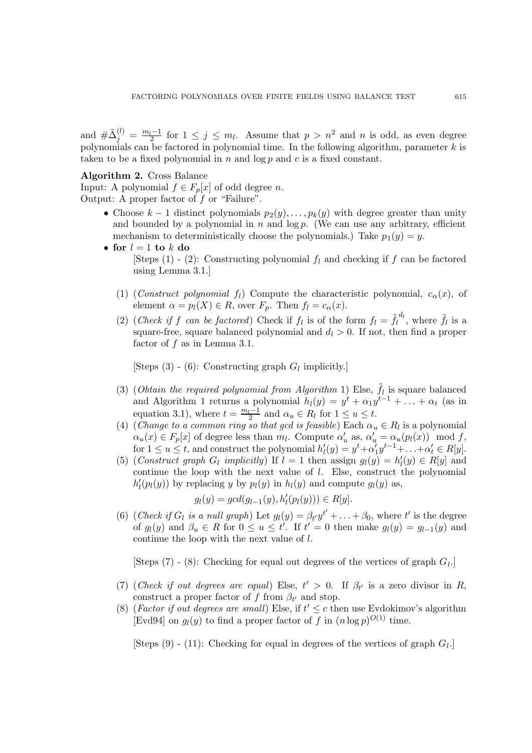and $\#\tilde{\Delta}_j^{(l)} = \frac{m_l - 1}{2}$ for $1 \leq j \leq m_l$. Assume that $p > n^2$ and $n$ is odd, as even degree polynomials can be factored in polynomial time. In the following algorithm, parameter $k$ is taken to be a fixed polynomial in $n$ and $\log p$ and $c$ is a fixed constant.

**Algorithm 2.** Cross Balance
Input: A polynomial $f \in F_p[x]$ of odd degree $n$.
Output: A proper factor of $f$ or "Failure".

- Choose $k-1$ distinct polynomials $p_2(y), \ldots, p_k(y)$ with degree greater than unity and bounded by a polynomial in $n$ and $\log p$. (We can use any arbitrary, efficient mechanism to deterministically choose the polynomials.) Take $p_1(y) = y$.
- **for** $l = 1$ **to** $k$ **do**

  [Steps (1) - (2): Constructing polynomial $f_l$ and checking if $f$ can be factored using Lemma 3.1.]

  (1) (*Construct polynomial* $f_l$) Compute the characteristic polynomial, $c_\alpha(x)$, of element $\alpha = p_l(X) \in R$, over $F_p$. Then $f_l = c_\alpha(x)$.

  (2) (*Check if* $f$ *can be factored*) Check if $f_l$ is of the form $f_l = \tilde{f}_l^{\,d_l}$, where $\tilde{f}_l$ is a square-free, square balanced polynomial and $d_l > 0$. If not, then find a proper factor of $f$ as in Lemma 3.1.

  [Steps (3) - (6): Constructing graph $G_l$ implicitly.]

  (3) (*Obtain the required polynomial from Algorithm* 1) Else, $\tilde{f}_l$ is square balanced and Algorithm 1 returns a polynomial $h_l(y) = y^t + \alpha_1 y^{t-1} + \ldots + \alpha_t$ (as in equation 3.1), where $t = \frac{m_l - 1}{2}$ and $\alpha_u \in R_l$ for $1 \leq u \leq t$.

  (4) (*Change to a common ring so that gcd is feasible*) Each $\alpha_u \in R_l$ is a polynomial $\alpha_u(x) \in F_p[x]$ of degree less than $m_l$. Compute $\alpha'_u$ as, $\alpha'_u = \alpha_u(p_l(x)) \mod f$, for $1 \leq u \leq t$, and construct the polynomial $h'_l(y) = y^t + \alpha'_1 y^{t-1} + \ldots + \alpha'_t \in R[y]$.

  (5) (*Construct graph* $G_l$ *implicitly*) If $l = 1$ then assign $g_l(y) = h'_l(y) \in R[y]$ and continue the loop with the next value of $l$. Else, construct the polynomial $h'_l(p_l(y))$ by replacing $y$ by $p_l(y)$ in $h_l(y)$ and compute $g_l(y)$ as,

  $$g_l(y) = gcd(g_{l-1}(y), h'_l(p_l(y))) \in R[y].$$

  (6) (*Check if* $G_l$ *is a null graph*) Let $g_l(y) = \beta_{t'} y^{t'} + \ldots + \beta_0$, where $t'$ is the degree of $g_l(y)$ and $\beta_u \in R$ for $0 \leq u \leq t'$. If $t' = 0$ then make $g_l(y) = g_{l-1}(y)$ and continue the loop with the next value of $l$.

  [Steps (7) - (8): Checking for equal out degrees of the vertices of graph $G_l$.]

  (7) (*Check if out degrees are equal*) Else, $t' > 0$. If $\beta_{t'}$ is a zero divisor in $R$, construct a proper factor of $f$ from $\beta_{t'}$ and stop.

  (8) (*Factor if out degrees are small*) Else, if $t' \leq c$ then use Evdokimov's algorithm [Evd94] on $g_l(y)$ to find a proper factor of $f$ in $(n \log p)^{O(1)}$ time.

  [Steps (9) - (11): Checking for equal in degrees of the vertices of graph $G_l$.]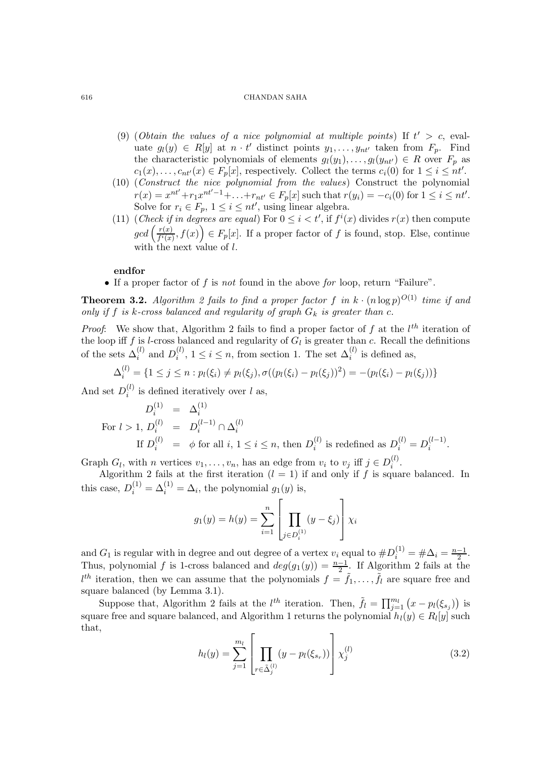(9) (*Obtain the values of a nice polynomial at multiple points*) If $t' > c$, evaluate $g_l(y) \in R[y]$ at $n \cdot t'$ distinct points $y_1, \ldots, y_{nt'}$ taken from $F_p$. Find the characteristic polynomials of elements $g_l(y_1), \ldots, g_l(y_{nt'}) \in R$ over $F_p$ as $c_1(x), \ldots, c_{nt'}(x) \in F_p[x]$, respectively. Collect the terms $c_i(0)$ for $1 \leq i \leq nt'$.

(10) (*Construct the nice polynomial from the values*) Construct the polynomial $r(x) = x^{nt'} + r_1 x^{nt'-1} + \ldots + r_{nt'} \in F_p[x]$ such that $r(y_i) = -c_i(0)$ for $1 \leq i \leq nt'$. Solve for $r_i \in F_p$, $1 \leq i \leq nt'$, using linear algebra.

(11) (*Check if in degrees are equal*) For $0 \leq i < t'$, if $f^i(x)$ divides $r(x)$ then compute $gcd\left(\frac{r(x)}{f^i(x)}, f(x)\right) \in F_p[x]$. If a proper factor of $f$ is found, stop. Else, continue with the next value of $l$.

**endfor**

- If a proper factor of $f$ is *not* found in the above *for* loop, return "Failure".

**Theorem 3.2.** *Algorithm 2 fails to find a proper factor $f$ in $k \cdot (n \log p)^{O(1)}$ time if and only if $f$ is $k$-cross balanced and regularity of graph $G_k$ is greater than $c$.*

*Proof*: We show that, Algorithm 2 fails to find a proper factor of $f$ at the $l^{th}$ iteration of the loop iff $f$ is $l$-cross balanced and regularity of $G_l$ is greater than $c$. Recall the definitions of the sets $\Delta_i^{(l)}$ and $D_i^{(l)}$, $1 \leq i \leq n$, from section 1. The set $\Delta_i^{(l)}$ is defined as,

$$\Delta_i^{(l)} = \{1 \leq j \leq n : p_l(\xi_i) \neq p_l(\xi_j), \sigma((p_l(\xi_i) - p_l(\xi_j))^2) = -(p_l(\xi_i) - p_l(\xi_j))\}$$

And set $D_i^{(l)}$ is defined iteratively over $l$ as,

$$\begin{aligned}
D_i^{(1)} &= \Delta_i^{(1)} \\
\text{For } l > 1, \ D_i^{(l)} &= D_i^{(l-1)} \cap \Delta_i^{(l)} \\
\text{If } D_i^{(l)} &= \phi \text{ for all } i, 1 \leq i \leq n, \text{ then } D_i^{(l)} \text{ is redefined as } D_i^{(l)} = D_i^{(l-1)}.
\end{aligned}$$

Graph $G_l$, with $n$ vertices $v_1, \ldots, v_n$, has an edge from $v_i$ to $v_j$ iff $j \in D_i^{(l)}$.

Algorithm 2 fails at the first iteration ($l = 1$) if and only if $f$ is square balanced. In this case, $D_i^{(1)} = \Delta_i^{(1)} = \Delta_i$, the polynomial $g_1(y)$ is,

$$g_1(y) = h(y) = \sum_{i=1}^{n} \left[ \prod_{j \in D_i^{(1)}} (y - \xi_j) \right] \chi_i$$

and $G_1$ is regular with in degree and out degree of a vertex $v_i$ equal to $\# D_i^{(1)} = \# \Delta_i = \frac{n-1}{2}$. Thus, polynomial $f$ is 1-cross balanced and $deg(g_1(y)) = \frac{n-1}{2}$. If Algorithm 2 fails at the $l^{th}$ iteration, then we can assume that the polynomials $f = \tilde{f}_1, \ldots, \tilde{f}_l$ are square free and square balanced (by Lemma 3.1).

Suppose that, Algorithm 2 fails at the $l^{th}$ iteration. Then, $\tilde{f}_l = \prod_{j=1}^{m_l} \left(x - p_l(\xi_{s_j})\right)$ is square free and square balanced, and Algorithm 1 returns the polynomial $h_l(y) \in R_l[y]$ such that,

$$h_l(y) = \sum_{j=1}^{m_l} \left[ \prod_{r \in \tilde{\Delta}_j^{(l)}} (y - p_l(\xi_{s_r})) \right] \chi_j^{(l)} \tag{3.2}$$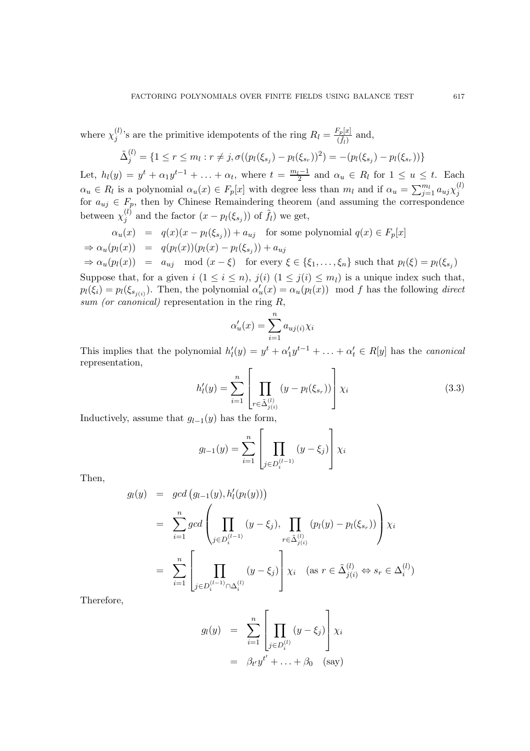where $\chi_j^{(l)}$'s are the primitive idempotents of the ring $R_l = \frac{F_p[x]}{(\tilde{f}_l)}$ and,

$$\tilde{\Delta}_j^{(l)} = \{1 \leq r \leq m_l : r \neq j, \sigma((p_l(\xi_{s_j}) - p_l(\xi_{s_r}))^2) = -(p_l(\xi_{s_j}) - p_l(\xi_{s_r}))\}$$

Let, $h_l(y) = y^t + \alpha_1 y^{t-1} + \ldots + \alpha_t$, where $t = \frac{m_l - 1}{2}$ and $\alpha_u \in R_l$ for $1 \leq u \leq t$. Each $\alpha_u \in R_l$ is a polynomial $\alpha_u(x) \in F_p[x]$ with degree less than $m_l$ and if $\alpha_u = \sum_{j=1}^{m_l} a_{uj}\chi_j^{(l)}$ for $a_{uj} \in F_p$, then by Chinese Remaindering theorem (and assuming the correspondence between $\chi_j^{(l)}$ and the factor $(x - p_l(\xi_{s_j}))$ of $\tilde{f}_l$) we get,

$$\begin{aligned}
\alpha_u(x) &= q(x)(x - p_l(\xi_{s_j})) + a_{uj} \quad \text{for some polynomial } q(x) \in F_p[x] \\
\Rightarrow \alpha_u(p_l(x)) &= q(p_l(x))(p_l(x) - p_l(\xi_{s_j})) + a_{uj} \\
\Rightarrow \alpha_u(p_l(x)) &= a_{uj} \mod (x - \xi) \quad \text{for every } \xi \in \{\xi_1, \ldots, \xi_n\} \text{ such that } p_l(\xi) = p_l(\xi_{s_j})
\end{aligned}$$

Suppose that, for a given $i$ $(1 \leq i \leq n)$, $j(i)$ $(1 \leq j(i) \leq m_l)$ is a unique index such that, $p_l(\xi_i) = p_l(\xi_{s_{j(i)}})$. Then, the polynomial $\alpha'_u(x) = \alpha_u(p_l(x)) \mod f$ has the following *direct sum (or canonical)* representation in the ring $R$,

$$\alpha'_u(x) = \sum_{i=1}^{n} a_{uj(i)}\chi_i$$

This implies that the polynomial $h'_l(y) = y^t + \alpha'_1 y^{t-1} + \ldots + \alpha'_t \in R[y]$ has the *canonical* representation,

$$h'_l(y) = \sum_{i=1}^{n} \left[ \prod_{r \in \tilde{\Delta}_{j(i)}^{(l)}} (y - p_l(\xi_{s_r})) \right] \chi_i \tag{3.3}$$

Inductively, assume that $g_{l-1}(y)$ has the form,

$$g_{l-1}(y) = \sum_{i=1}^{n} \left[ \prod_{j \in D_i^{(l-1)}} (y - \xi_j) \right] \chi_i$$

Then,

$$\begin{aligned}
g_l(y) &= gcd\left(g_{l-1}(y), h'_l(p_l(y))\right) \\
&= \sum_{i=1}^{n} gcd \left( \prod_{j \in D_i^{(l-1)}} (y - \xi_j), \prod_{r \in \tilde{\Delta}_{j(i)}^{(l)}} (p_l(y) - p_l(\xi_{s_r})) \right) \chi_i \\
&= \sum_{i=1}^{n} \left[ \prod_{j \in D_i^{(l-1)} \cap \Delta_i^{(l)}} (y - \xi_j) \right] \chi_i \quad (\text{as } r \in \tilde{\Delta}_{j(i)}^{(l)} \Leftrightarrow s_r \in \Delta_i^{(l)})
\end{aligned}$$

Therefore,

$$\begin{aligned}
g_l(y) &= \sum_{i=1}^{n} \left[ \prod_{j \in D_i^{(l)}} (y - \xi_j) \right] \chi_i \\
&= \beta_{t'} y^{t'} + \ldots + \beta_0 \quad \text{(say)}
\end{aligned}$$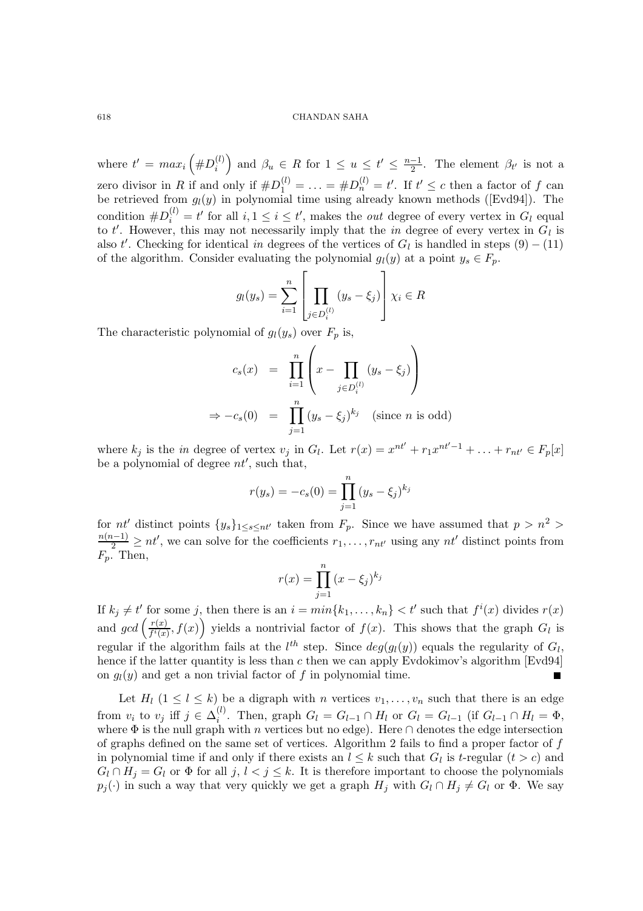where $t' = max_i\left(\#D_i^{(l)}\right)$ and $\beta_u \in R$ for $1 \le u \le t' \le \frac{n-1}{2}$. The element $\beta_{t'}$ is not a zero divisor in $R$ if and only if $\#D_1^{(l)} = \ldots = \#D_n^{(l)} = t'$. If $t' \le c$ then a factor of $f$ can be retrieved from $g_l(y)$ in polynomial time using already known methods ([Evd94]). The condition $\#D_i^{(l)} = t'$ for all $i, 1 \le i \le t'$, makes the *out* degree of every vertex in $G_l$ equal to $t'$. However, this may not necessarily imply that the *in* degree of every vertex in $G_l$ is also $t'$. Checking for identical *in* degrees of the vertices of $G_l$ is handled in steps $(9) - (11)$ of the algorithm. Consider evaluating the polynomial $g_l(y)$ at a point $y_s \in F_p$.

$$g_l(y_s) = \sum_{i=1}^{n}\left[\prod_{j \in D_i^{(l)}} (y_s - \xi_j)\right]\chi_i \in R$$

The characteristic polynomial of $g_l(y_s)$ over $F_p$ is,

$$\begin{aligned} c_s(x) &= \prod_{i=1}^{n}\left(x - \prod_{j \in D_i^{(l)}} (y_s - \xi_j)\right) \\ \Rightarrow -c_s(0) &= \prod_{j=1}^{n} (y_s - \xi_j)^{k_j} \quad \text{(since } n \text{ is odd)} \end{aligned}$$

where $k_j$ is the *in* degree of vertex $v_j$ in $G_l$. Let $r(x) = x^{nt'} + r_1 x^{nt'-1} + \ldots + r_{nt'} \in F_p[x]$ be a polynomial of degree $nt'$, such that,

$$r(y_s) = -c_s(0) = \prod_{j=1}^{n} (y_s - \xi_j)^{k_j}$$

for $nt'$ distinct points $\{y_s\}_{1 \le s \le nt'}$ taken from $F_p$. Since we have assumed that $p > n^2 > \frac{n(n-1)}{2} \ge nt'$, we can solve for the coefficients $r_1, \ldots, r_{nt'}$ using any $nt'$ distinct points from $F_p$. Then,

$$r(x) = \prod_{j=1}^{n} (x - \xi_j)^{k_j}$$

If $k_j \ne t'$ for some $j$, then there is an $i = min\{k_1, \ldots, k_n\} < t'$ such that $f^i(x)$ divides $r(x)$ and $gcd\left(\frac{r(x)}{f^i(x)}, f(x)\right)$ yields a nontrivial factor of $f(x)$. This shows that the graph $G_l$ is regular if the algorithm fails at the $l^{th}$ step. Since $deg(g_l(y))$ equals the regularity of $G_l$, hence if the latter quantity is less than $c$ then we can apply Evdokimov's algorithm [Evd94] on $g_l(y)$ and get a non trivial factor of $f$ in polynomial time. ∎

Let $H_l$ $(1 \le l \le k)$ be a digraph with $n$ vertices $v_1, \ldots, v_n$ such that there is an edge from $v_i$ to $v_j$ iff $j \in \Delta_i^{(l)}$. Then, graph $G_l = G_{l-1} \cap H_l$ or $G_l = G_{l-1}$ (if $G_{l-1} \cap H_l = \Phi$, where $\Phi$ is the null graph with $n$ vertices but no edge). Here $\cap$ denotes the edge intersection of graphs defined on the same set of vertices. Algorithm 2 fails to find a proper factor of $f$ in polynomial time if and only if there exists an $l \le k$ such that $G_l$ is $t$-regular $(t > c)$ and $G_l \cap H_j = G_l$ or $\Phi$ for all $j$, $l < j \le k$. It is therefore important to choose the polynomials $p_j(\cdot)$ in such a way that very quickly we get a graph $H_j$ with $G_l \cap H_j \ne G_l$ or $\Phi$. We say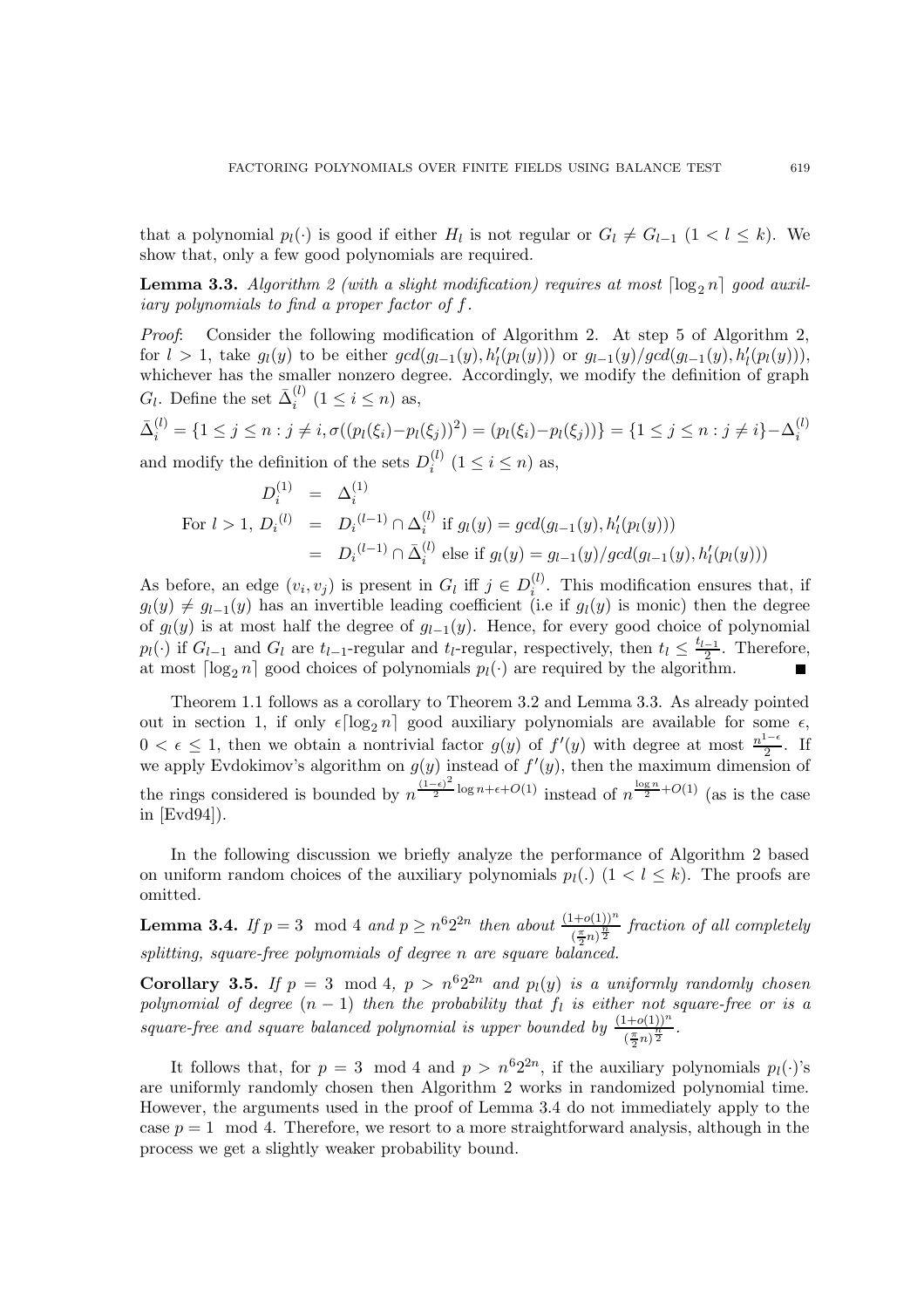that a polynomial $p_l(\cdot)$ is good if either $H_l$ is not regular or $G_l \neq G_{l-1}$ $(1 < l \leq k)$. We show that, only a few good polynomials are required.

**Lemma 3.3.** *Algorithm 2 (with a slight modification) requires at most $\lceil \log_2 n \rceil$ good auxiliary polynomials to find a proper factor of $f$.*

*Proof*: Consider the following modification of Algorithm 2. At step 5 of Algorithm 2, for $l > 1$, take $g_l(y)$ to be either $gcd(g_{l-1}(y), h_l'(p_l(y)))$ or $g_{l-1}(y)/gcd(g_{l-1}(y), h_l'(p_l(y)))$, whichever has the smaller nonzero degree. Accordingly, we modify the definition of graph $G_l$. Define the set $\bar{\Delta}_i^{(l)}$ $(1 \leq i \leq n)$ as,

$$\bar{\Delta}_i^{(l)} = \{1 \leq j \leq n : j \neq i, \sigma((p_l(\xi_i) - p_l(\xi_j))^2) = (p_l(\xi_i) - p_l(\xi_j))\} = \{1 \leq j \leq n : j \neq i\} - \Delta_i^{(l)}$$

and modify the definition of the sets $D_i^{(l)}$ $(1 \leq i \leq n)$ as,

$$\begin{aligned}
D_i^{(1)} &= \Delta_i^{(1)} \\
\text{For } l > 1,\ {D_i}^{(l)} &= {D_i}^{(l-1)} \cap \Delta_i^{(l)} \text{ if } g_l(y) = gcd(g_{l-1}(y), h_l'(p_l(y))) \\
&= {D_i}^{(l-1)} \cap \bar{\Delta}_i^{(l)} \text{ else if } g_l(y) = g_{l-1}(y)/gcd(g_{l-1}(y), h_l'(p_l(y)))
\end{aligned}$$

As before, an edge $(v_i, v_j)$ is present in $G_l$ iff $j \in D_i^{(l)}$. This modification ensures that, if $g_l(y) \neq g_{l-1}(y)$ has an invertible leading coefficient (i.e if $g_l(y)$ is monic) then the degree of $g_l(y)$ is at most half the degree of $g_{l-1}(y)$. Hence, for every good choice of polynomial $p_l(\cdot)$ if $G_{l-1}$ and $G_l$ are $t_{l-1}$-regular and $t_l$-regular, respectively, then $t_l \leq \frac{t_{l-1}}{2}$. Therefore, at most $\lceil \log_2 n \rceil$ good choices of polynomials $p_l(\cdot)$ are required by the algorithm. ■

Theorem 1.1 follows as a corollary to Theorem 3.2 and Lemma 3.3. As already pointed out in section 1, if only $\epsilon \lceil \log_2 n \rceil$ good auxiliary polynomials are available for some $\epsilon$, $0 < \epsilon \leq 1$, then we obtain a nontrivial factor $g(y)$ of $f'(y)$ with degree at most $\frac{n^{1-\epsilon}}{2}$. If we apply Evdokimov's algorithm on $g(y)$ instead of $f'(y)$, then the maximum dimension of the rings considered is bounded by $n^{\frac{(1-\epsilon)^2}{2} \log n + \epsilon + O(1)}$ instead of $n^{\frac{\log n}{2} + O(1)}$ (as is the case in [Evd94]).

In the following discussion we briefly analyze the performance of Algorithm 2 based on uniform random choices of the auxiliary polynomials $p_l(.)$ $(1 < l \leq k)$. The proofs are omitted.

**Lemma 3.4.** *If $p = 3 \mod 4$ and $p \geq n^6 2^{2n}$ then about $\frac{(1+o(1))^n}{(\frac{\pi}{2}n)^{\frac{n}{2}}}$ fraction of all completely splitting, square-free polynomials of degree $n$ are square balanced.*

**Corollary 3.5.** *If $p = 3 \mod 4$, $p > n^6 2^{2n}$ and $p_l(y)$ is a uniformly randomly chosen polynomial of degree $(n-1)$ then the probability that $f_l$ is either not square-free or is a square-free and square balanced polynomial is upper bounded by $\frac{(1+o(1))^n}{(\frac{\pi}{2}n)^{\frac{n}{2}}}$.*

It follows that, for $p = 3 \mod 4$ and $p > n^6 2^{2n}$, if the auxiliary polynomials $p_l(\cdot)$'s are uniformly randomly chosen then Algorithm 2 works in randomized polynomial time. However, the arguments used in the proof of Lemma 3.4 do not immediately apply to the case $p = 1 \mod 4$. Therefore, we resort to a more straightforward analysis, although in the process we get a slightly weaker probability bound.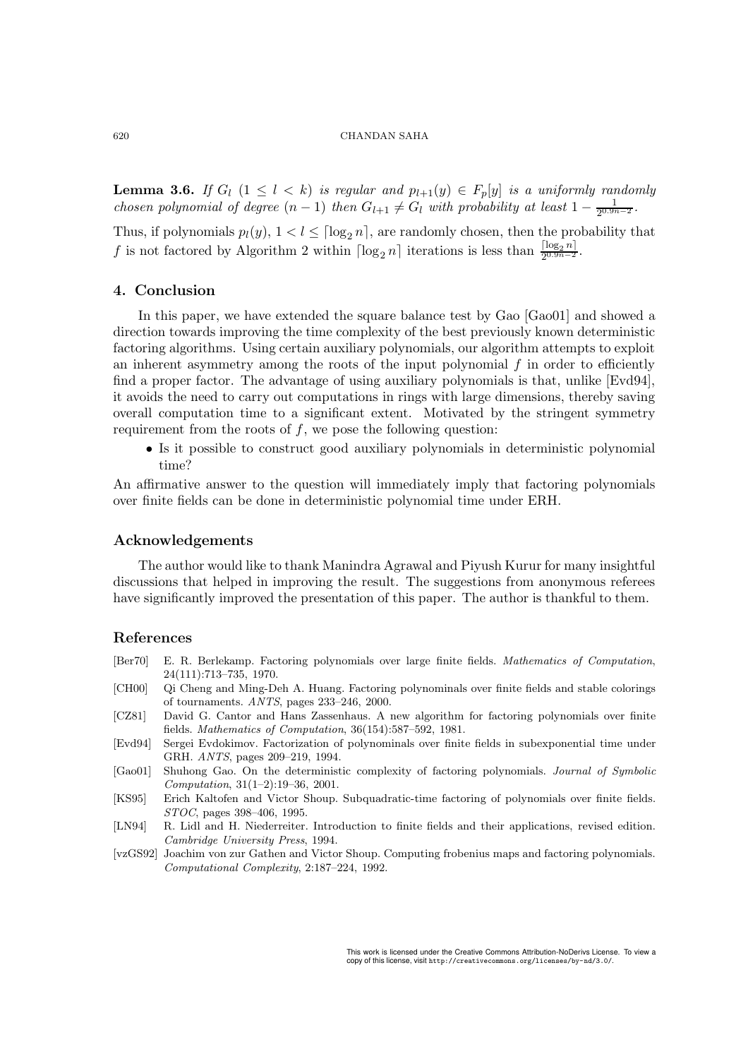**Lemma 3.6.** *If $G_l$ $(1 \leq l < k)$ is regular and $p_{l+1}(y) \in F_p[y]$ is a uniformly randomly chosen polynomial of degree $(n-1)$ then $G_{l+1} \neq G_l$ with probability at least $1 - \frac{1}{2^{0.9n-2}}$.*

Thus, if polynomials $p_l(y)$, $1 < l \leq \lceil \log_2 n \rceil$, are randomly chosen, then the probability that $f$ is not factored by Algorithm 2 within $\lceil \log_2 n \rceil$ iterations is less than $\frac{\lceil \log_2 n \rceil}{2^{0.9n-2}}$.

## 4. Conclusion

In this paper, we have extended the square balance test by Gao [Gao01] and showed a direction towards improving the time complexity of the best previously known deterministic factoring algorithms. Using certain auxiliary polynomials, our algorithm attempts to exploit an inherent asymmetry among the roots of the input polynomial $f$ in order to efficiently find a proper factor. The advantage of using auxiliary polynomials is that, unlike [Evd94], it avoids the need to carry out computations in rings with large dimensions, thereby saving overall computation time to a significant extent. Motivated by the stringent symmetry requirement from the roots of $f$, we pose the following question:

- Is it possible to construct good auxiliary polynomials in deterministic polynomial time?

An affirmative answer to the question will immediately imply that factoring polynomials over finite fields can be done in deterministic polynomial time under ERH.

## Acknowledgements

The author would like to thank Manindra Agrawal and Piyush Kurur for many insightful discussions that helped in improving the result. The suggestions from anonymous referees have significantly improved the presentation of this paper. The author is thankful to them.

## References

- [Ber70] E. R. Berlekamp. Factoring polynomials over large finite fields. *Mathematics of Computation*, 24(111):713–735, 1970.
- [CH00] Qi Cheng and Ming-Deh A. Huang. Factoring polynominals over finite fields and stable colorings of tournaments. *ANTS*, pages 233–246, 2000.
- [CZ81] David G. Cantor and Hans Zassenhaus. A new algorithm for factoring polynomials over finite fields. *Mathematics of Computation*, 36(154):587–592, 1981.
- [Evd94] Sergei Evdokimov. Factorization of polynominals over finite fields in subexponential time under GRH. *ANTS*, pages 209–219, 1994.
- [Gao01] Shuhong Gao. On the deterministic complexity of factoring polynomials. *Journal of Symbolic Computation*, 31(1–2):19–36, 2001.
- [KS95] Erich Kaltofen and Victor Shoup. Subquadratic-time factoring of polynomials over finite fields. *STOC*, pages 398–406, 1995.
- [LN94] R. Lidl and H. Niederreiter. Introduction to finite fields and their applications, revised edition. *Cambridge University Press*, 1994.
- [vzGS92] Joachim von zur Gathen and Victor Shoup. Computing frobenius maps and factoring polynomials. *Computational Complexity*, 2:187–224, 1992.

This work is licensed under the Creative Commons Attribution-NoDerivs License. To view a copy of this license, visit http://creativecommons.org/licenses/by-nd/3.0/.